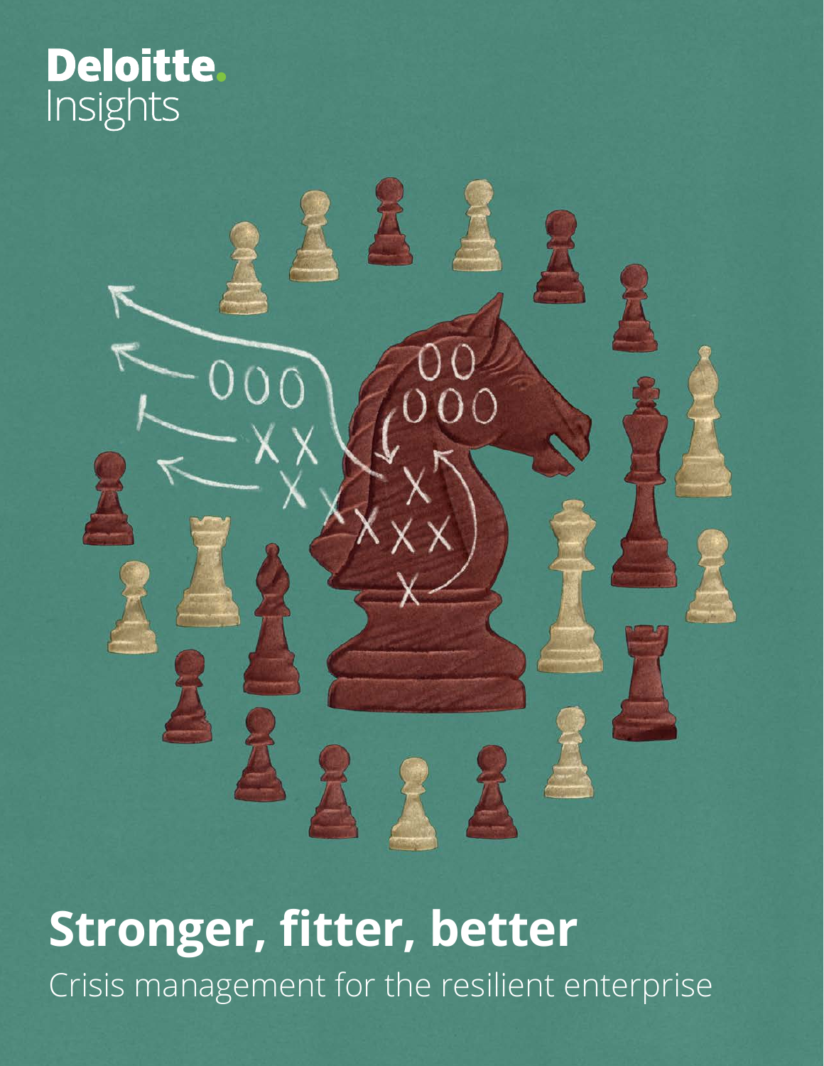Deloitte.
Insights

# Stronger, fitter, better

Crisis management for the resilient enterprise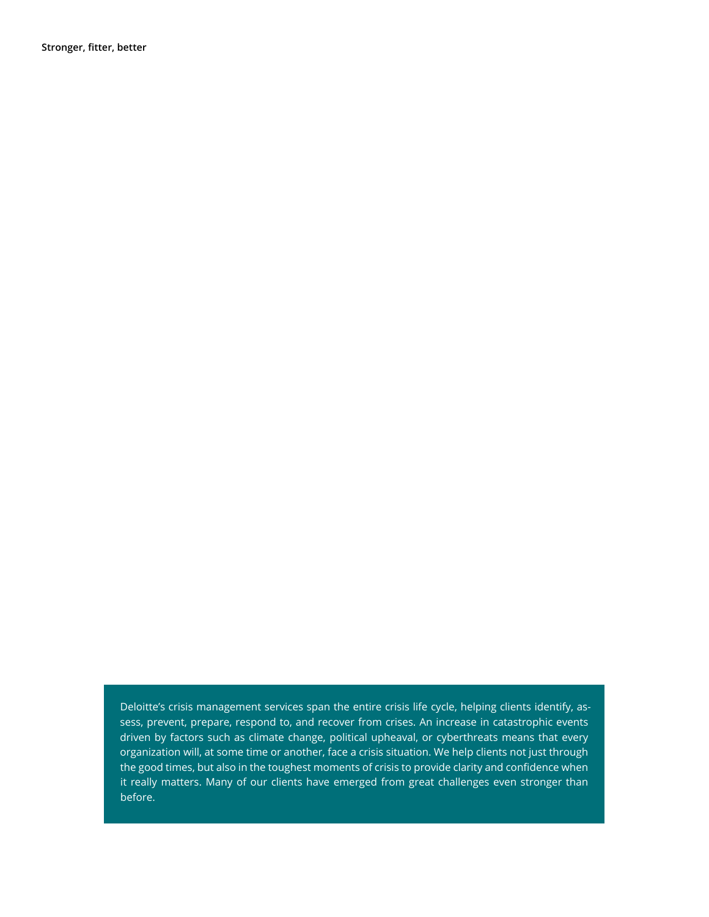Deloitte's crisis management services span the entire crisis life cycle, helping clients identify, assess, prevent, prepare, respond to, and recover from crises. An increase in catastrophic events driven by factors such as climate change, political upheaval, or cyberthreats means that every organization will, at some time or another, face a crisis situation. We help clients not just through the good times, but also in the toughest moments of crisis to provide clarity and confidence when it really matters. Many of our clients have emerged from great challenges even stronger than before.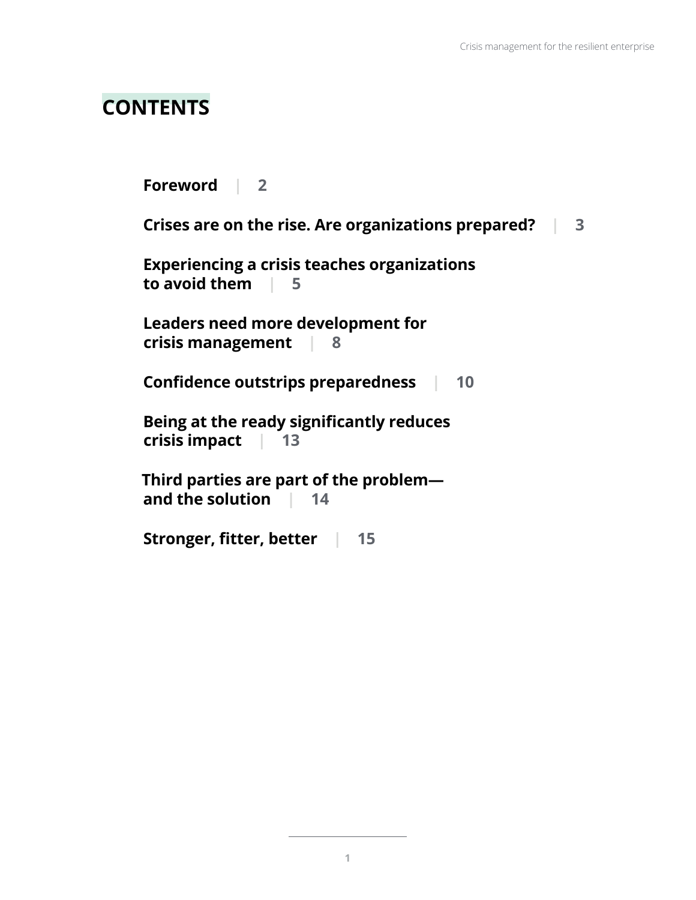# CONTENTS

**Foreword** | 2

**Crises are on the rise. Are organizations prepared?** | 3

**Experiencing a crisis teaches organizations to avoid them** | 5

**Leaders need more development for crisis management** | 8

**Confidence outstrips preparedness** | 10

**Being at the ready significantly reduces crisis impact** | 13

**Third parties are part of the problem—and the solution** | 14

**Stronger, fitter, better** | 15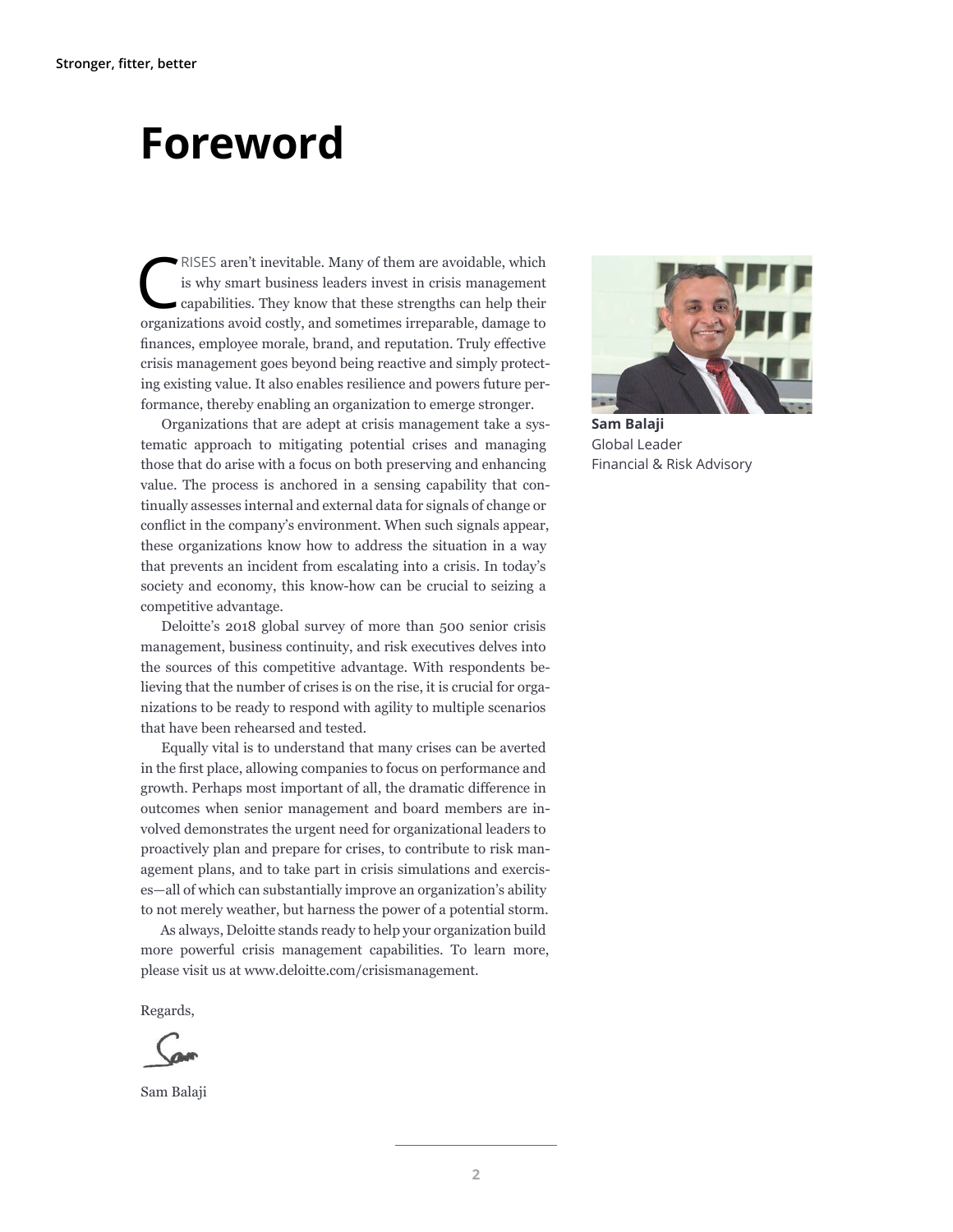# Foreword

CRISES aren't inevitable. Many of them are avoidable, which is why smart business leaders invest in crisis management capabilities. They know that these strengths can help their organizations avoid costly, and sometimes irreparable, damage to finances, employee morale, brand, and reputation. Truly effective crisis management goes beyond being reactive and simply protecting existing value. It also enables resilience and powers future performance, thereby enabling an organization to emerge stronger.

Organizations that are adept at crisis management take a systematic approach to mitigating potential crises and managing those that do arise with a focus on both preserving and enhancing value. The process is anchored in a sensing capability that continually assesses internal and external data for signals of change or conflict in the company's environment. When such signals appear, these organizations know how to address the situation in a way that prevents an incident from escalating into a crisis. In today's society and economy, this know-how can be crucial to seizing a competitive advantage.

Deloitte's 2018 global survey of more than 500 senior crisis management, business continuity, and risk executives delves into the sources of this competitive advantage. With respondents believing that the number of crises is on the rise, it is crucial for organizations to be ready to respond with agility to multiple scenarios that have been rehearsed and tested.

Equally vital is to understand that many crises can be averted in the first place, allowing companies to focus on performance and growth. Perhaps most important of all, the dramatic difference in outcomes when senior management and board members are involved demonstrates the urgent need for organizational leaders to proactively plan and prepare for crises, to contribute to risk management plans, and to take part in crisis simulations and exercises—all of which can substantially improve an organization's ability to not merely weather, but harness the power of a potential storm.

As always, Deloitte stands ready to help your organization build more powerful crisis management capabilities. To learn more, please visit us at www.deloitte.com/crisismanagement.

Regards,

Sam Balaji

**Sam Balaji**
Global Leader
Financial & Risk Advisory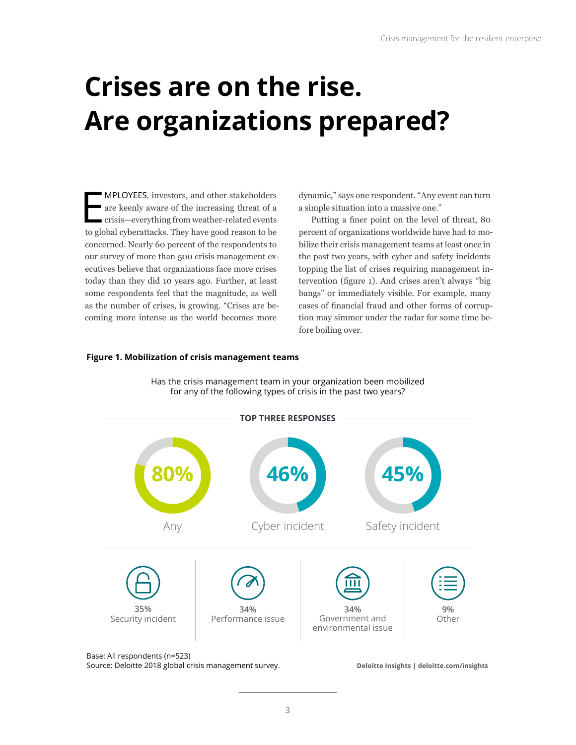# Crises are on the rise. Are organizations prepared?

EMPLOYEES, investors, and other stakeholders are keenly aware of the increasing threat of a crisis—everything from weather-related events to global cyberattacks. They have good reason to be concerned. Nearly 60 percent of the respondents to our survey of more than 500 crisis management executives believe that organizations face more crises today than they did 10 years ago. Further, at least some respondents feel that the magnitude, as well as the number of crises, is growing. "Crises are becoming more intense as the world becomes more dynamic," says one respondent. "Any event can turn a simple situation into a massive one."

Putting a finer point on the level of threat, 80 percent of organizations worldwide have had to mobilize their crisis management teams at least once in the past two years, with cyber and safety incidents topping the list of crises requiring management intervention (figure 1). And crises aren't always "big bangs" or immediately visible. For example, many cases of financial fraud and other forms of corruption may simmer under the radar for some time before boiling over.

**Figure 1. Mobilization of crisis management teams**

Has the crisis management team in your organization been mobilized for any of the following types of crisis in the past two years?

**TOP THREE RESPONSES**

| Response | Percentage |
| --- | --- |
| Any | 80% |
| Cyber incident | 46% |
| Safety incident | 45% |
| Security incident | 35% |
| Performance issue | 34% |
| Government and environmental issue | 34% |
| Other | 9% |

Base: All respondents (n=523)
Source: Deloitte 2018 global crisis management survey.

Deloitte Insights | deloitte.com/insights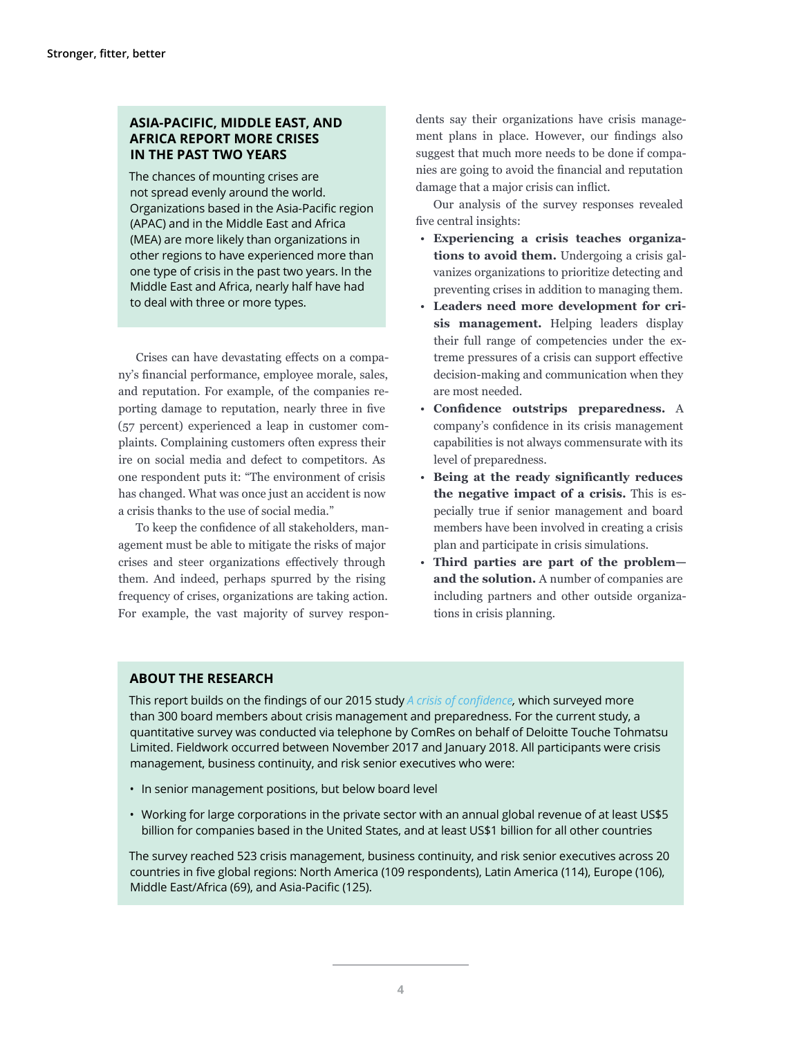### ASIA-PACIFIC, MIDDLE EAST, AND AFRICA REPORT MORE CRISES IN THE PAST TWO YEARS

The chances of mounting crises are not spread evenly around the world. Organizations based in the Asia-Pacific region (APAC) and in the Middle East and Africa (MEA) are more likely than organizations in other regions to have experienced more than one type of crisis in the past two years. In the Middle East and Africa, nearly half have had to deal with three or more types.

Crises can have devastating effects on a company's financial performance, employee morale, sales, and reputation. For example, of the companies reporting damage to reputation, nearly three in five (57 percent) experienced a leap in customer complaints. Complaining customers often express their ire on social media and defect to competitors. As one respondent puts it: "The environment of crisis has changed. What was once just an accident is now a crisis thanks to the use of social media."

To keep the confidence of all stakeholders, management must be able to mitigate the risks of major crises and steer organizations effectively through them. And indeed, perhaps spurred by the rising frequency of crises, organizations are taking action. For example, the vast majority of survey respondents say their organizations have crisis management plans in place. However, our findings also suggest that much more needs to be done if companies are going to avoid the financial and reputation damage that a major crisis can inflict.

Our analysis of the survey responses revealed five central insights:

- **Experiencing a crisis teaches organizations to avoid them.** Undergoing a crisis galvanizes organizations to prioritize detecting and preventing crises in addition to managing them.
- **Leaders need more development for crisis management.** Helping leaders display their full range of competencies under the extreme pressures of a crisis can support effective decision-making and communication when they are most needed.
- **Confidence outstrips preparedness.** A company's confidence in its crisis management capabilities is not always commensurate with its level of preparedness.
- **Being at the ready significantly reduces the negative impact of a crisis.** This is especially true if senior management and board members have been involved in creating a crisis plan and participate in crisis simulations.
- **Third parties are part of the problem—and the solution.** A number of companies are including partners and other outside organizations in crisis planning.

### ABOUT THE RESEARCH

This report builds on the findings of our 2015 study *A crisis of confidence,* which surveyed more than 300 board members about crisis management and preparedness. For the current study, a quantitative survey was conducted via telephone by ComRes on behalf of Deloitte Touche Tohmatsu Limited. Fieldwork occurred between November 2017 and January 2018. All participants were crisis management, business continuity, and risk senior executives who were:

- In senior management positions, but below board level
- Working for large corporations in the private sector with an annual global revenue of at least US$5 billion for companies based in the United States, and at least US$1 billion for all other countries

The survey reached 523 crisis management, business continuity, and risk senior executives across 20 countries in five global regions: North America (109 respondents), Latin America (114), Europe (106), Middle East/Africa (69), and Asia-Pacific (125).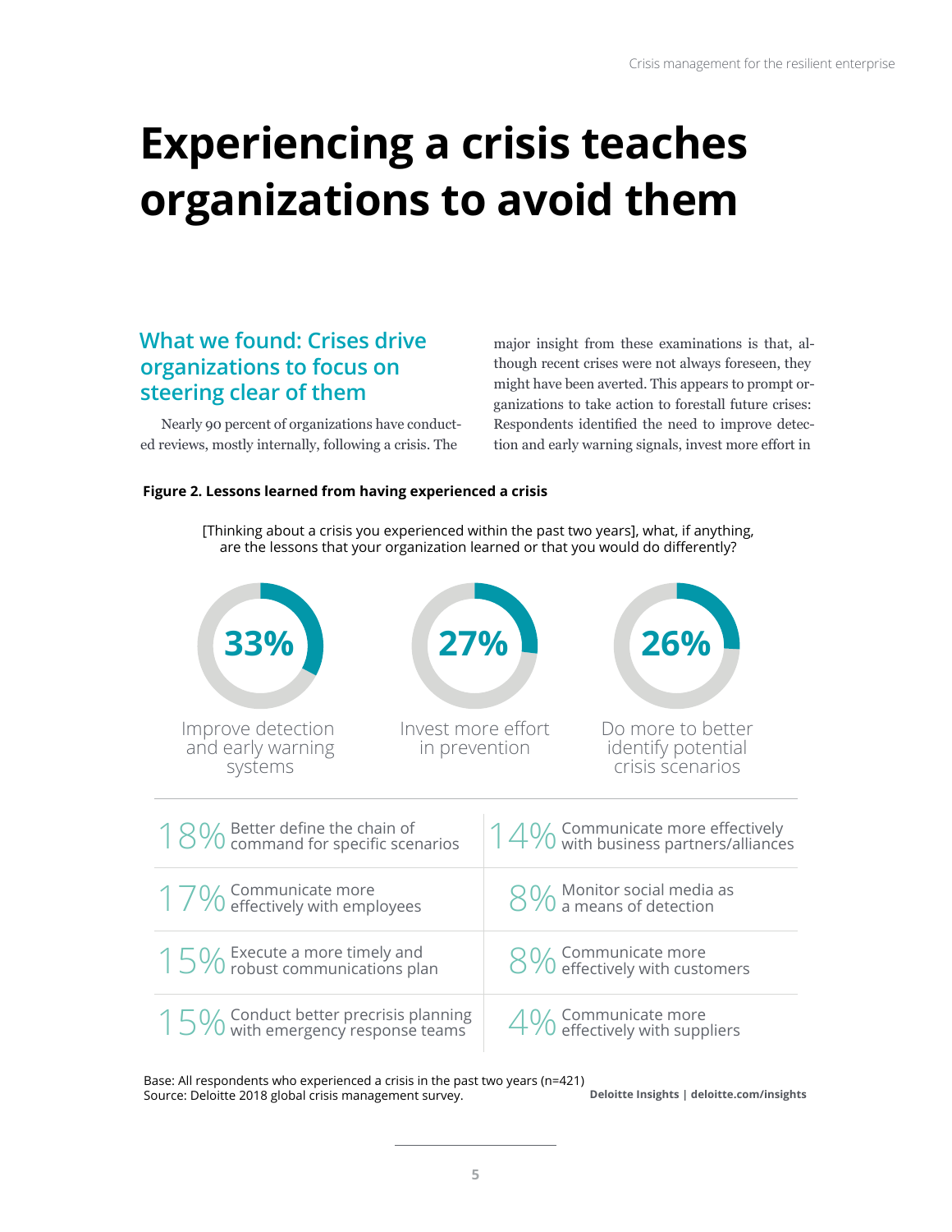# Experiencing a crisis teaches organizations to avoid them

## What we found: Crises drive organizations to focus on steering clear of them

Nearly 90 percent of organizations have conducted reviews, mostly internally, following a crisis. The major insight from these examinations is that, although recent crises were not always foreseen, they might have been averted. This appears to prompt organizations to take action to forestall future crises: Respondents identified the need to improve detection and early warning signals, invest more effort in

**Figure 2. Lessons learned from having experienced a crisis**

[Thinking about a crisis you experienced within the past two years], what, if anything, are the lessons that your organization learned or that you would do differently?

- **33%** Improve detection and early warning systems
- **27%** Invest more effort in prevention
- **26%** Do more to better identify potential crisis scenarios

| | |
|---|---|
| 18% Better define the chain of command for specific scenarios | 14% Communicate more effectively with business partners/alliances |
| 17% Communicate more effectively with employees | 8% Monitor social media as a means of detection |
| 15% Execute a more timely and robust communications plan | 8% Communicate more effectively with customers |
| 15% Conduct better precrisis planning with emergency response teams | 4% Communicate more effectively with suppliers |

Base: All respondents who experienced a crisis in the past two years (n=421)
Source: Deloitte 2018 global crisis management survey.

Deloitte Insights | deloitte.com/insights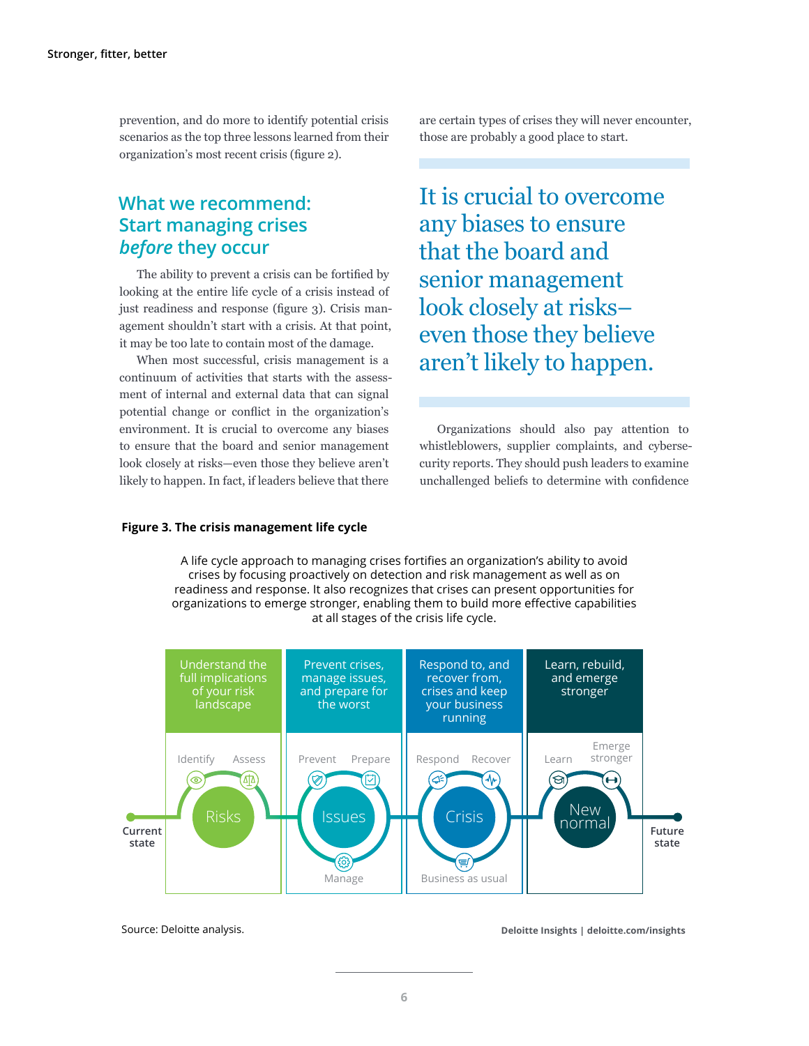prevention, and do more to identify potential crisis scenarios as the top three lessons learned from their organization's most recent crisis (figure 2).

## What we recommend: Start managing crises *before* they occur

The ability to prevent a crisis can be fortified by looking at the entire life cycle of a crisis instead of just readiness and response (figure 3). Crisis management shouldn't start with a crisis. At that point, it may be too late to contain most of the damage.

When most successful, crisis management is a continuum of activities that starts with the assessment of internal and external data that can signal potential change or conflict in the organization's environment. It is crucial to overcome any biases to ensure that the board and senior management look closely at risks—even those they believe aren't likely to happen. In fact, if leaders believe that there are certain types of crises they will never encounter, those are probably a good place to start.

> It is crucial to overcome any biases to ensure that the board and senior management look closely at risks–even those they believe aren't likely to happen.

Organizations should also pay attention to whistleblowers, supplier complaints, and cybersecurity reports. They should push leaders to examine unchallenged beliefs to determine with confidence

**Figure 3. The crisis management life cycle**

A life cycle approach to managing crises fortifies an organization's ability to avoid crises by focusing proactively on detection and risk management as well as on readiness and response. It also recognizes that crises can present opportunities for organizations to emerge stronger, enabling them to build more effective capabilities at all stages of the crisis life cycle.

| Understand the full implications of your risk landscape | Prevent crises, manage issues, and prepare for the worst | Respond to, and recover from, crises and keep your business running | Learn, rebuild, and emerge stronger |
|---|---|---|---|
| Risks: Identify, Assess | Issues: Prevent, Prepare, Manage | Crisis: Respond, Recover, Business as usual | New normal: Learn, Emerge stronger |

Current state → Future state

Source: Deloitte analysis.

Deloitte Insights | deloitte.com/insights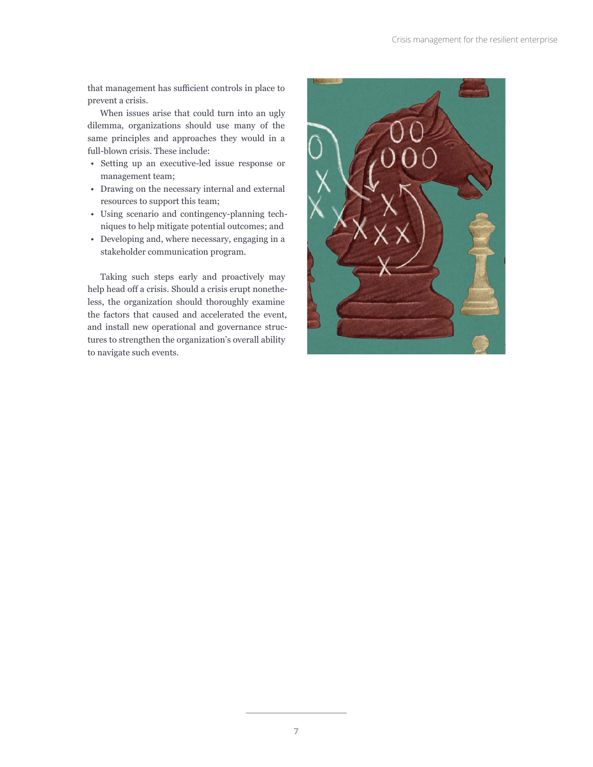that management has sufficient controls in place to prevent a crisis.

When issues arise that could turn into an ugly dilemma, organizations should use many of the same principles and approaches they would in a full-blown crisis. These include:

- Setting up an executive-led issue response or management team;
- Drawing on the necessary internal and external resources to support this team;
- Using scenario and contingency-planning techniques to help mitigate potential outcomes; and
- Developing and, where necessary, engaging in a stakeholder communication program.

Taking such steps early and proactively may help head off a crisis. Should a crisis erupt nonetheless, the organization should thoroughly examine the factors that caused and accelerated the event, and install new operational and governance structures to strengthen the organization's overall ability to navigate such events.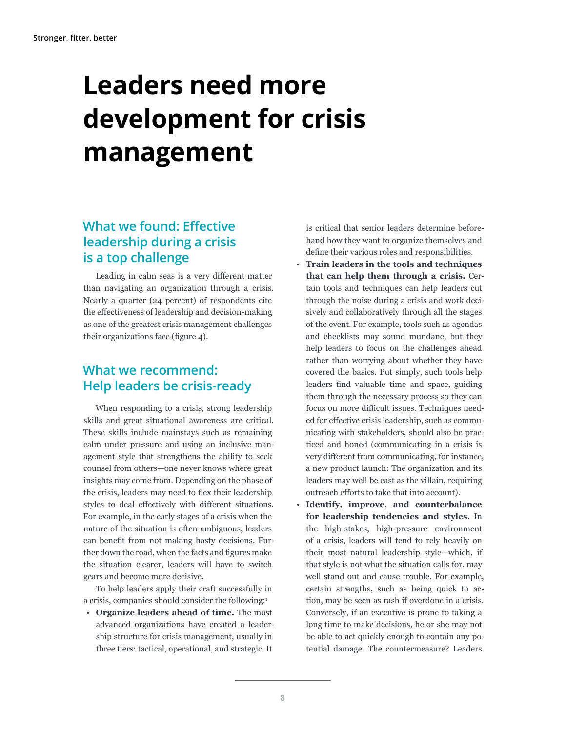# Leaders need more development for crisis management

## What we found: Effective leadership during a crisis is a top challenge

Leading in calm seas is a very different matter than navigating an organization through a crisis. Nearly a quarter (24 percent) of respondents cite the effectiveness of leadership and decision-making as one of the greatest crisis management challenges their organizations face (figure 4).

## What we recommend: Help leaders be crisis-ready

When responding to a crisis, strong leadership skills and great situational awareness are critical. These skills include mainstays such as remaining calm under pressure and using an inclusive management style that strengthens the ability to seek counsel from others—one never knows where great insights may come from. Depending on the phase of the crisis, leaders may need to flex their leadership styles to deal effectively with different situations. For example, in the early stages of a crisis when the nature of the situation is often ambiguous, leaders can benefit from not making hasty decisions. Further down the road, when the facts and figures make the situation clearer, leaders will have to switch gears and become more decisive.

To help leaders apply their craft successfully in a crisis, companies should consider the following:[1]

- **Organize leaders ahead of time.** The most advanced organizations have created a leadership structure for crisis management, usually in three tiers: tactical, operational, and strategic. It is critical that senior leaders determine beforehand how they want to organize themselves and define their various roles and responsibilities.
- **Train leaders in the tools and techniques that can help them through a crisis.** Certain tools and techniques can help leaders cut through the noise during a crisis and work decisively and collaboratively through all the stages of the event. For example, tools such as agendas and checklists may sound mundane, but they help leaders to focus on the challenges ahead rather than worrying about whether they have covered the basics. Put simply, such tools help leaders find valuable time and space, guiding them through the necessary process so they can focus on more difficult issues. Techniques needed for effective crisis leadership, such as communicating with stakeholders, should also be practiced and honed (communicating in a crisis is very different from communicating, for instance, a new product launch: The organization and its leaders may well be cast as the villain, requiring outreach efforts to take that into account).
- **Identify, improve, and counterbalance for leadership tendencies and styles.** In the high-stakes, high-pressure environment of a crisis, leaders will tend to rely heavily on their most natural leadership style—which, if that style is not what the situation calls for, may well stand out and cause trouble. For example, certain strengths, such as being quick to action, may be seen as rash if overdone in a crisis. Conversely, if an executive is prone to taking a long time to make decisions, he or she may not be able to act quickly enough to contain any potential damage. The countermeasure? Leaders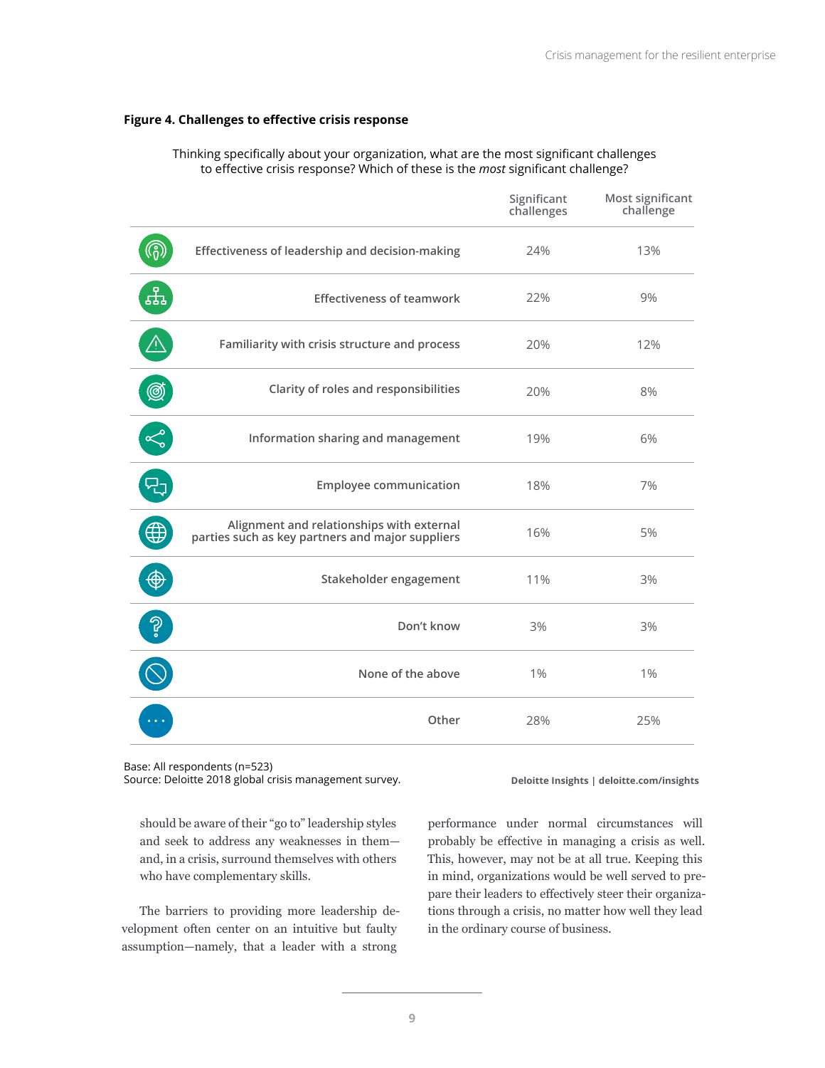**Figure 4. Challenges to effective crisis response**

Thinking specifically about your organization, what are the most significant challenges to effective crisis response? Which of these is the *most* significant challenge?

| | Significant challenges | Most significant challenge |
|---|---|---|
| Effectiveness of leadership and decision-making | 24% | 13% |
| Effectiveness of teamwork | 22% | 9% |
| Familiarity with crisis structure and process | 20% | 12% |
| Clarity of roles and responsibilities | 20% | 8% |
| Information sharing and management | 19% | 6% |
| Employee communication | 18% | 7% |
| Alignment and relationships with external parties such as key partners and major suppliers | 16% | 5% |
| Stakeholder engagement | 11% | 3% |
| Don't know | 3% | 3% |
| None of the above | 1% | 1% |
| Other | 28% | 25% |

Base: All respondents (n=523)
Source: Deloitte 2018 global crisis management survey.

Deloitte Insights | deloitte.com/insights

should be aware of their "go to" leadership styles and seek to address any weaknesses in them—and, in a crisis, surround themselves with others who have complementary skills.

The barriers to providing more leadership development often center on an intuitive but faulty assumption—namely, that a leader with a strong performance under normal circumstances will probably be effective in managing a crisis as well. This, however, may not be at all true. Keeping this in mind, organizations would be well served to prepare their leaders to effectively steer their organizations through a crisis, no matter how well they lead in the ordinary course of business.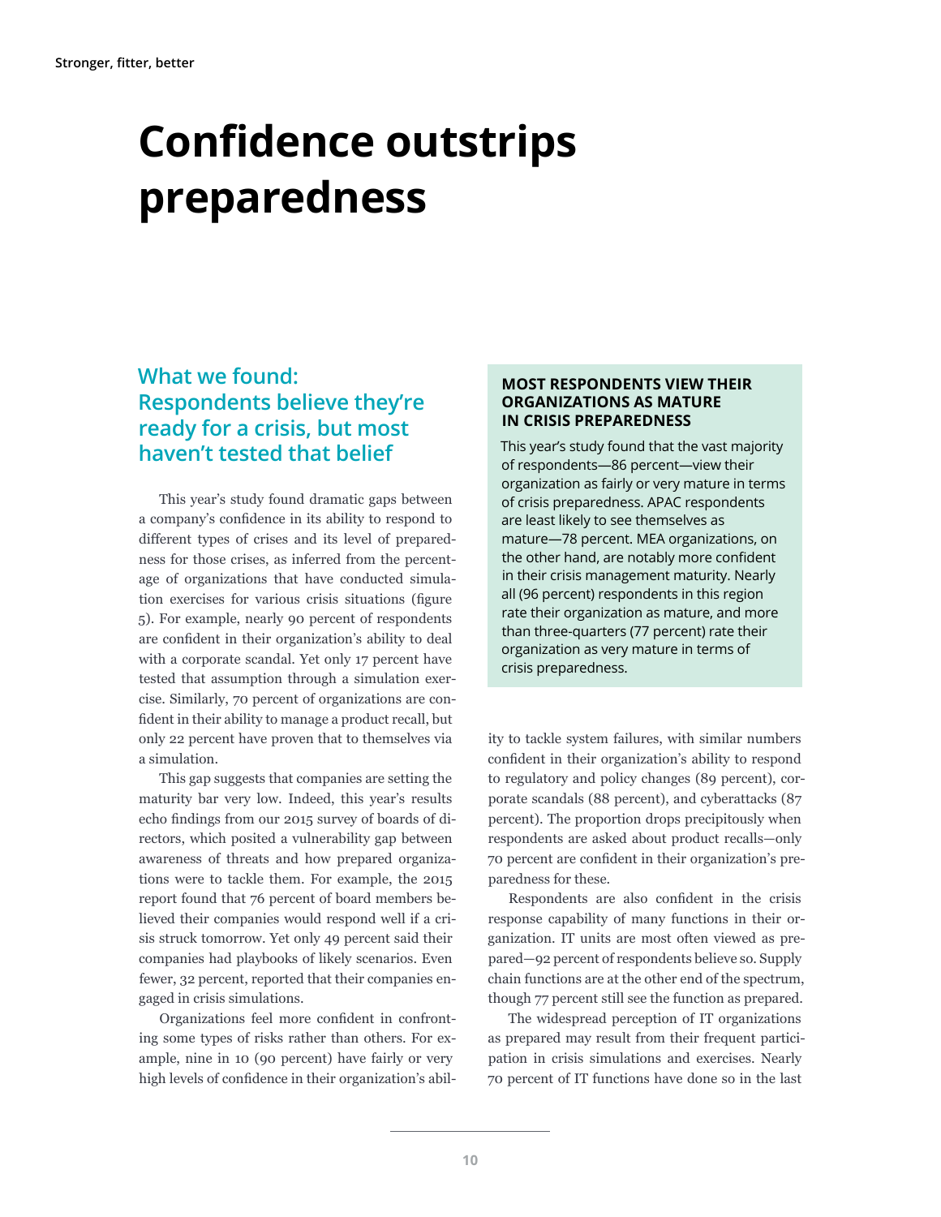# Confidence outstrips preparedness

## What we found: Respondents believe they're ready for a crisis, but most haven't tested that belief

This year's study found dramatic gaps between a company's confidence in its ability to respond to different types of crises and its level of preparedness for those crises, as inferred from the percentage of organizations that have conducted simulation exercises for various crisis situations (figure 5). For example, nearly 90 percent of respondents are confident in their organization's ability to deal with a corporate scandal. Yet only 17 percent have tested that assumption through a simulation exercise. Similarly, 70 percent of organizations are confident in their ability to manage a product recall, but only 22 percent have proven that to themselves via a simulation.

This gap suggests that companies are setting the maturity bar very low. Indeed, this year's results echo findings from our 2015 survey of boards of directors, which posited a vulnerability gap between awareness of threats and how prepared organizations were to tackle them. For example, the 2015 report found that 76 percent of board members believed their companies would respond well if a crisis struck tomorrow. Yet only 49 percent said their companies had playbooks of likely scenarios. Even fewer, 32 percent, reported that their companies engaged in crisis simulations.

Organizations feel more confident in confronting some types of risks rather than others. For example, nine in 10 (90 percent) have fairly or very high levels of confidence in their organization's ability to tackle system failures, with similar numbers confident in their organization's ability to respond to regulatory and policy changes (89 percent), corporate scandals (88 percent), and cyberattacks (87 percent). The proportion drops precipitously when respondents are asked about product recalls—only 70 percent are confident in their organization's preparedness for these.

Respondents are also confident in the crisis response capability of many functions in their organization. IT units are most often viewed as prepared—92 percent of respondents believe so. Supply chain functions are at the other end of the spectrum, though 77 percent still see the function as prepared.

The widespread perception of IT organizations as prepared may result from their frequent participation in crisis simulations and exercises. Nearly 70 percent of IT functions have done so in the last

### MOST RESPONDENTS VIEW THEIR ORGANIZATIONS AS MATURE IN CRISIS PREPAREDNESS

This year's study found that the vast majority of respondents—86 percent—view their organization as fairly or very mature in terms of crisis preparedness. APAC respondents are least likely to see themselves as mature—78 percent. MEA organizations, on the other hand, are notably more confident in their crisis management maturity. Nearly all (96 percent) respondents in this region rate their organization as mature, and more than three-quarters (77 percent) rate their organization as very mature in terms of crisis preparedness.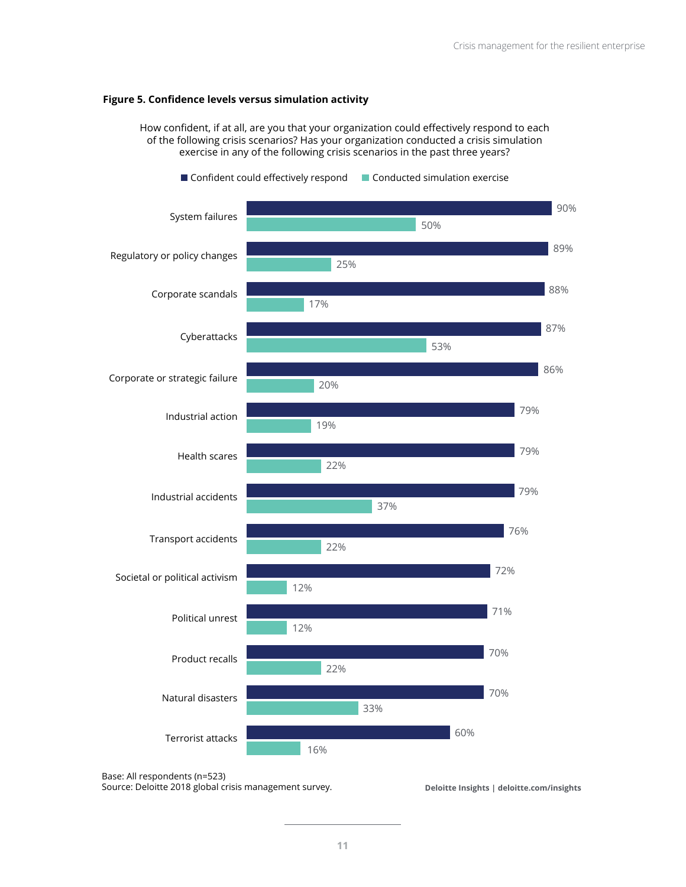**Figure 5. Confidence levels versus simulation activity**

How confident, if at all, are you that your organization could effectively respond to each of the following crisis scenarios? Has your organization conducted a crisis simulation exercise in any of the following crisis scenarios in the past three years?

| Crisis scenario | Confident could effectively respond | Conducted simulation exercise |
| --- | --- | --- |
| System failures | 90% | 50% |
| Regulatory or policy changes | 89% | 25% |
| Corporate scandals | 88% | 17% |
| Cyberattacks | 87% | 53% |
| Corporate or strategic failure | 86% | 20% |
| Industrial action | 79% | 19% |
| Health scares | 79% | 22% |
| Industrial accidents | 79% | 37% |
| Transport accidents | 76% | 22% |
| Societal or political activism | 72% | 12% |
| Political unrest | 71% | 12% |
| Product recalls | 70% | 22% |
| Natural disasters | 70% | 33% |
| Terrorist attacks | 60% | 16% |

Base: All respondents (n=523)
Source: Deloitte 2018 global crisis management survey.

**Deloitte Insights | deloitte.com/insights**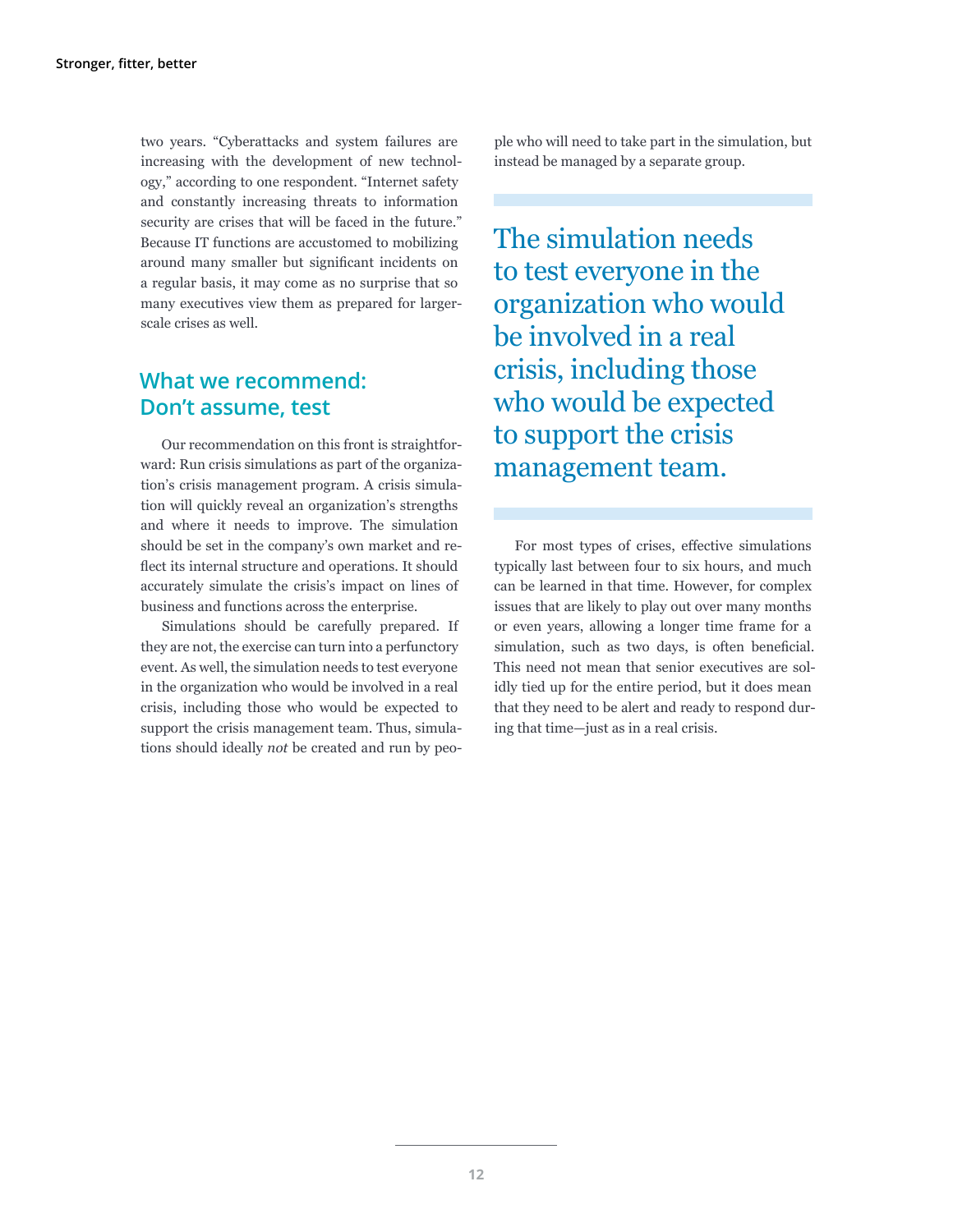two years. "Cyberattacks and system failures are increasing with the development of new technology," according to one respondent. "Internet safety and constantly increasing threats to information security are crises that will be faced in the future." Because IT functions are accustomed to mobilizing around many smaller but significant incidents on a regular basis, it may come as no surprise that so many executives view them as prepared for larger-scale crises as well.

## What we recommend: Don't assume, test

Our recommendation on this front is straightforward: Run crisis simulations as part of the organization's crisis management program. A crisis simulation will quickly reveal an organization's strengths and where it needs to improve. The simulation should be set in the company's own market and reflect its internal structure and operations. It should accurately simulate the crisis's impact on lines of business and functions across the enterprise.

Simulations should be carefully prepared. If they are not, the exercise can turn into a perfunctory event. As well, the simulation needs to test everyone in the organization who would be involved in a real crisis, including those who would be expected to support the crisis management team. Thus, simulations should ideally *not* be created and run by people who will need to take part in the simulation, but instead be managed by a separate group.

> The simulation needs to test everyone in the organization who would be involved in a real crisis, including those who would be expected to support the crisis management team.

For most types of crises, effective simulations typically last between four to six hours, and much can be learned in that time. However, for complex issues that are likely to play out over many months or even years, allowing a longer time frame for a simulation, such as two days, is often beneficial. This need not mean that senior executives are solidly tied up for the entire period, but it does mean that they need to be alert and ready to respond during that time—just as in a real crisis.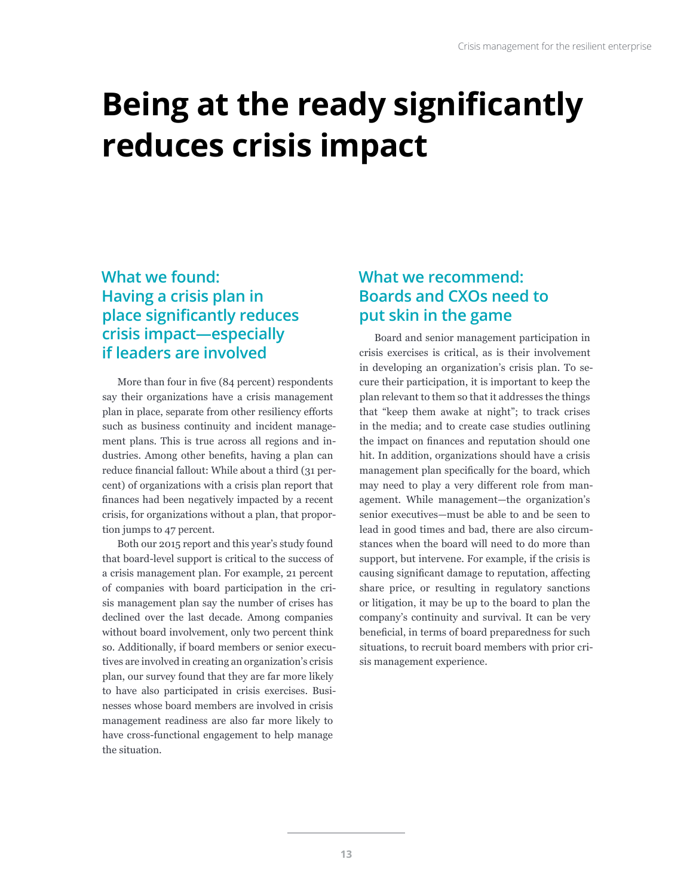# Being at the ready significantly reduces crisis impact

## What we found: Having a crisis plan in place significantly reduces crisis impact—especially if leaders are involved

More than four in five (84 percent) respondents say their organizations have a crisis management plan in place, separate from other resiliency efforts such as business continuity and incident management plans. This is true across all regions and industries. Among other benefits, having a plan can reduce financial fallout: While about a third (31 percent) of organizations with a crisis plan report that finances had been negatively impacted by a recent crisis, for organizations without a plan, that proportion jumps to 47 percent.

Both our 2015 report and this year's study found that board-level support is critical to the success of a crisis management plan. For example, 21 percent of companies with board participation in the crisis management plan say the number of crises has declined over the last decade. Among companies without board involvement, only two percent think so. Additionally, if board members or senior executives are involved in creating an organization's crisis plan, our survey found that they are far more likely to have also participated in crisis exercises. Businesses whose board members are involved in crisis management readiness are also far more likely to have cross-functional engagement to help manage the situation.

## What we recommend: Boards and CXOs need to put skin in the game

Board and senior management participation in crisis exercises is critical, as is their involvement in developing an organization's crisis plan. To secure their participation, it is important to keep the plan relevant to them so that it addresses the things that "keep them awake at night"; to track crises in the media; and to create case studies outlining the impact on finances and reputation should one hit. In addition, organizations should have a crisis management plan specifically for the board, which may need to play a very different role from management. While management—the organization's senior executives—must be able to and be seen to lead in good times and bad, there are also circumstances when the board will need to do more than support, but intervene. For example, if the crisis is causing significant damage to reputation, affecting share price, or resulting in regulatory sanctions or litigation, it may be up to the board to plan the company's continuity and survival. It can be very beneficial, in terms of board preparedness for such situations, to recruit board members with prior crisis management experience.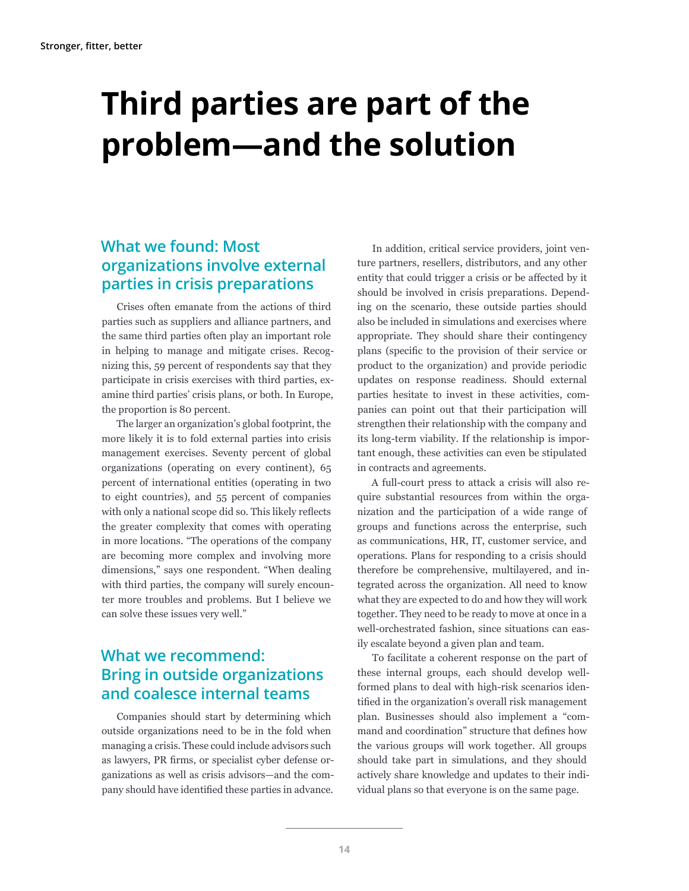# Third parties are part of the problem—and the solution

## What we found: Most organizations involve external parties in crisis preparations

Crises often emanate from the actions of third parties such as suppliers and alliance partners, and the same third parties often play an important role in helping to manage and mitigate crises. Recognizing this, 59 percent of respondents say that they participate in crisis exercises with third parties, examine third parties' crisis plans, or both. In Europe, the proportion is 80 percent.

The larger an organization's global footprint, the more likely it is to fold external parties into crisis management exercises. Seventy percent of global organizations (operating on every continent), 65 percent of international entities (operating in two to eight countries), and 55 percent of companies with only a national scope did so. This likely reflects the greater complexity that comes with operating in more locations. "The operations of the company are becoming more complex and involving more dimensions," says one respondent. "When dealing with third parties, the company will surely encounter more troubles and problems. But I believe we can solve these issues very well."

## What we recommend: Bring in outside organizations and coalesce internal teams

Companies should start by determining which outside organizations need to be in the fold when managing a crisis. These could include advisors such as lawyers, PR firms, or specialist cyber defense organizations as well as crisis advisors—and the company should have identified these parties in advance.

In addition, critical service providers, joint venture partners, resellers, distributors, and any other entity that could trigger a crisis or be affected by it should be involved in crisis preparations. Depending on the scenario, these outside parties should also be included in simulations and exercises where appropriate. They should share their contingency plans (specific to the provision of their service or product to the organization) and provide periodic updates on response readiness. Should external parties hesitate to invest in these activities, companies can point out that their participation will strengthen their relationship with the company and its long-term viability. If the relationship is important enough, these activities can even be stipulated in contracts and agreements.

A full-court press to attack a crisis will also require substantial resources from within the organization and the participation of a wide range of groups and functions across the enterprise, such as communications, HR, IT, customer service, and operations. Plans for responding to a crisis should therefore be comprehensive, multilayered, and integrated across the organization. All need to know what they are expected to do and how they will work together. They need to be ready to move at once in a well-orchestrated fashion, since situations can easily escalate beyond a given plan and team.

To facilitate a coherent response on the part of these internal groups, each should develop well-formed plans to deal with high-risk scenarios identified in the organization's overall risk management plan. Businesses should also implement a "command and coordination" structure that defines how the various groups will work together. All groups should take part in simulations, and they should actively share knowledge and updates to their individual plans so that everyone is on the same page.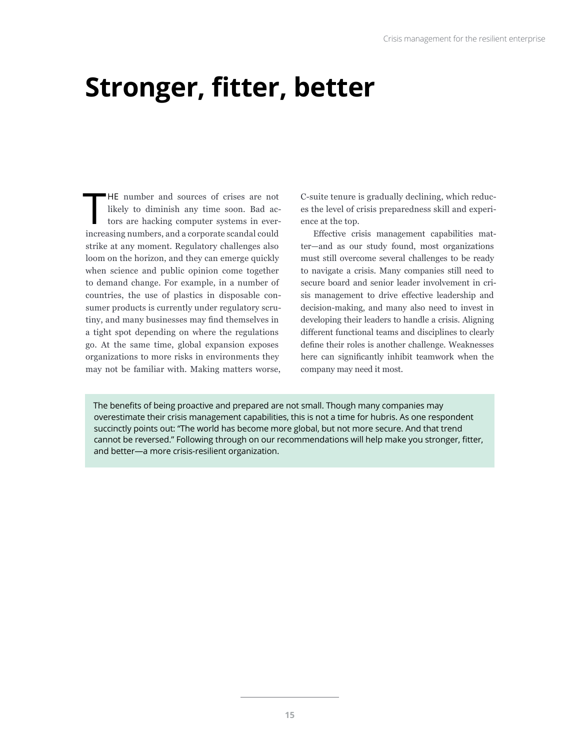# Stronger, fitter, better

THE number and sources of crises are not likely to diminish any time soon. Bad actors are hacking computer systems in ever-increasing numbers, and a corporate scandal could strike at any moment. Regulatory challenges also loom on the horizon, and they can emerge quickly when science and public opinion come together to demand change. For example, in a number of countries, the use of plastics in disposable consumer products is currently under regulatory scrutiny, and many businesses may find themselves in a tight spot depending on where the regulations go. At the same time, global expansion exposes organizations to more risks in environments they may not be familiar with. Making matters worse, C-suite tenure is gradually declining, which reduces the level of crisis preparedness skill and experience at the top.

Effective crisis management capabilities matter—and as our study found, most organizations must still overcome several challenges to be ready to navigate a crisis. Many companies still need to secure board and senior leader involvement in crisis management to drive effective leadership and decision-making, and many also need to invest in developing their leaders to handle a crisis. Aligning different functional teams and disciplines to clearly define their roles is another challenge. Weaknesses here can significantly inhibit teamwork when the company may need it most.

The benefits of being proactive and prepared are not small. Though many companies may overestimate their crisis management capabilities, this is not a time for hubris. As one respondent succinctly points out: "The world has become more global, but not more secure. And that trend cannot be reversed." Following through on our recommendations will help make you stronger, fitter, and better—a more crisis-resilient organization.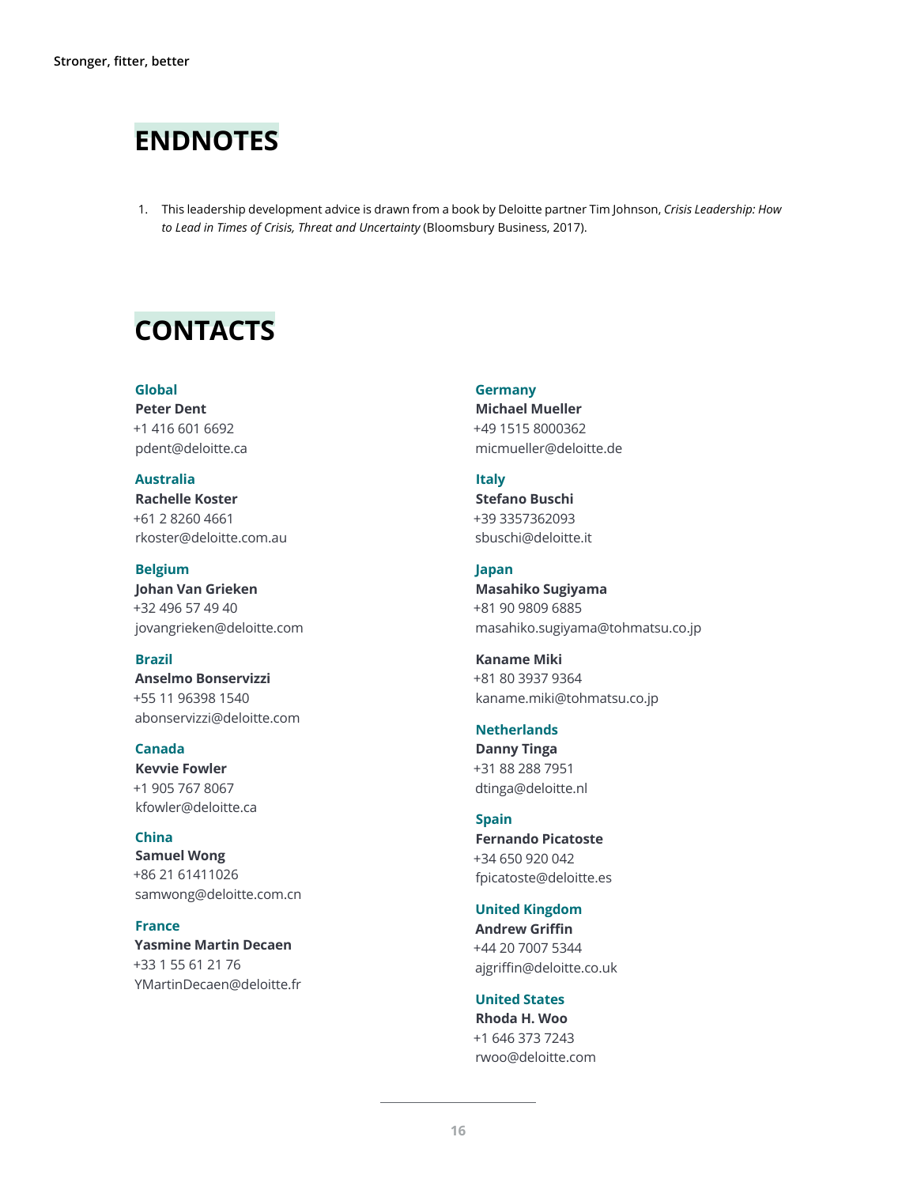## ENDNOTES

1. This leadership development advice is drawn from a book by Deloitte partner Tim Johnson, *Crisis Leadership: How to Lead in Times of Crisis, Threat and Uncertainty* (Bloomsbury Business, 2017).

## CONTACTS

**Global**
**Peter Dent**
+1 416 601 6692
pdent@deloitte.ca

**Australia**
**Rachelle Koster**
+61 2 8260 4661
rkoster@deloitte.com.au

**Belgium**
**Johan Van Grieken**
+32 496 57 49 40
jovangrieken@deloitte.com

**Brazil**
**Anselmo Bonservizzi**
+55 11 96398 1540
abonservizzi@deloitte.com

**Canada**
**Kevvie Fowler**
+1 905 767 8067
kfowler@deloitte.ca

**China**
**Samuel Wong**
+86 21 61411026
samwong@deloitte.com.cn

**France**
**Yasmine Martin Decaen**
+33 1 55 61 21 76
YMartinDecaen@deloitte.fr

**Germany**
**Michael Mueller**
+49 1515 8000362
micmueller@deloitte.de

**Italy**
**Stefano Buschi**
+39 3357362093
sbuschi@deloitte.it

**Japan**
**Masahiko Sugiyama**
+81 90 9809 6885
masahiko.sugiyama@tohmatsu.co.jp

**Kaname Miki**
+81 80 3937 9364
kaname.miki@tohmatsu.co.jp

**Netherlands**
**Danny Tinga**
+31 88 288 7951
dtinga@deloitte.nl

**Spain**
**Fernando Picatoste**
+34 650 920 042
fpicatoste@deloitte.es

**United Kingdom**
**Andrew Griffin**
+44 20 7007 5344
ajgriffin@deloitte.co.uk

**United States**
**Rhoda H. Woo**
+1 646 373 7243
rwoo@deloitte.com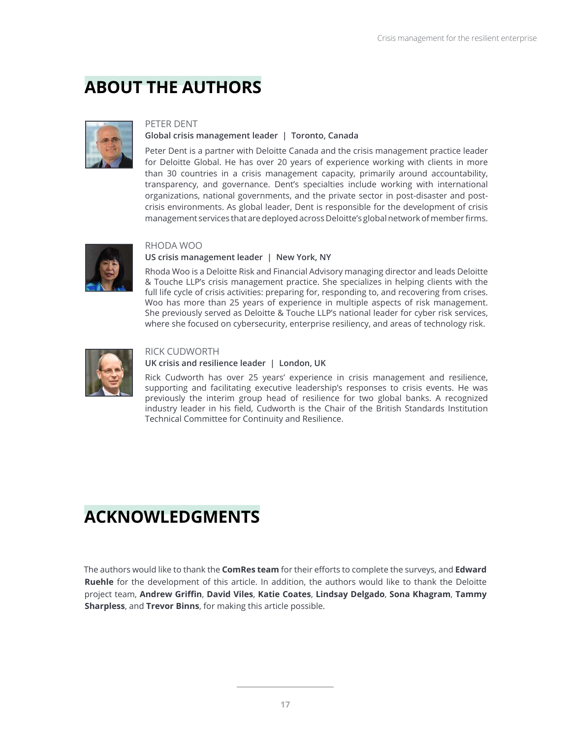## ABOUT THE AUTHORS

PETER DENT

**Global crisis management leader | Toronto, Canada**

Peter Dent is a partner with Deloitte Canada and the crisis management practice leader for Deloitte Global. He has over 20 years of experience working with clients in more than 30 countries in a crisis management capacity, primarily around accountability, transparency, and governance. Dent's specialties include working with international organizations, national governments, and the private sector in post-disaster and post-crisis environments. As global leader, Dent is responsible for the development of crisis management services that are deployed across Deloitte's global network of member firms.

RHODA WOO

**US crisis management leader | New York, NY**

Rhoda Woo is a Deloitte Risk and Financial Advisory managing director and leads Deloitte & Touche LLP's crisis management practice. She specializes in helping clients with the full life cycle of crisis activities: preparing for, responding to, and recovering from crises. Woo has more than 25 years of experience in multiple aspects of risk management. She previously served as Deloitte & Touche LLP's national leader for cyber risk services, where she focused on cybersecurity, enterprise resiliency, and areas of technology risk.

RICK CUDWORTH

**UK crisis and resilience leader | London, UK**

Rick Cudworth has over 25 years' experience in crisis management and resilience, supporting and facilitating executive leadership's responses to crisis events. He was previously the interim group head of resilience for two global banks. A recognized industry leader in his field, Cudworth is the Chair of the British Standards Institution Technical Committee for Continuity and Resilience.

## ACKNOWLEDGMENTS

The authors would like to thank the **ComRes team** for their efforts to complete the surveys, and **Edward Ruehle** for the development of this article. In addition, the authors would like to thank the Deloitte project team, **Andrew Griffin**, **David Viles**, **Katie Coates**, **Lindsay Delgado**, **Sona Khagram**, **Tammy Sharpless**, and **Trevor Binns**, for making this article possible.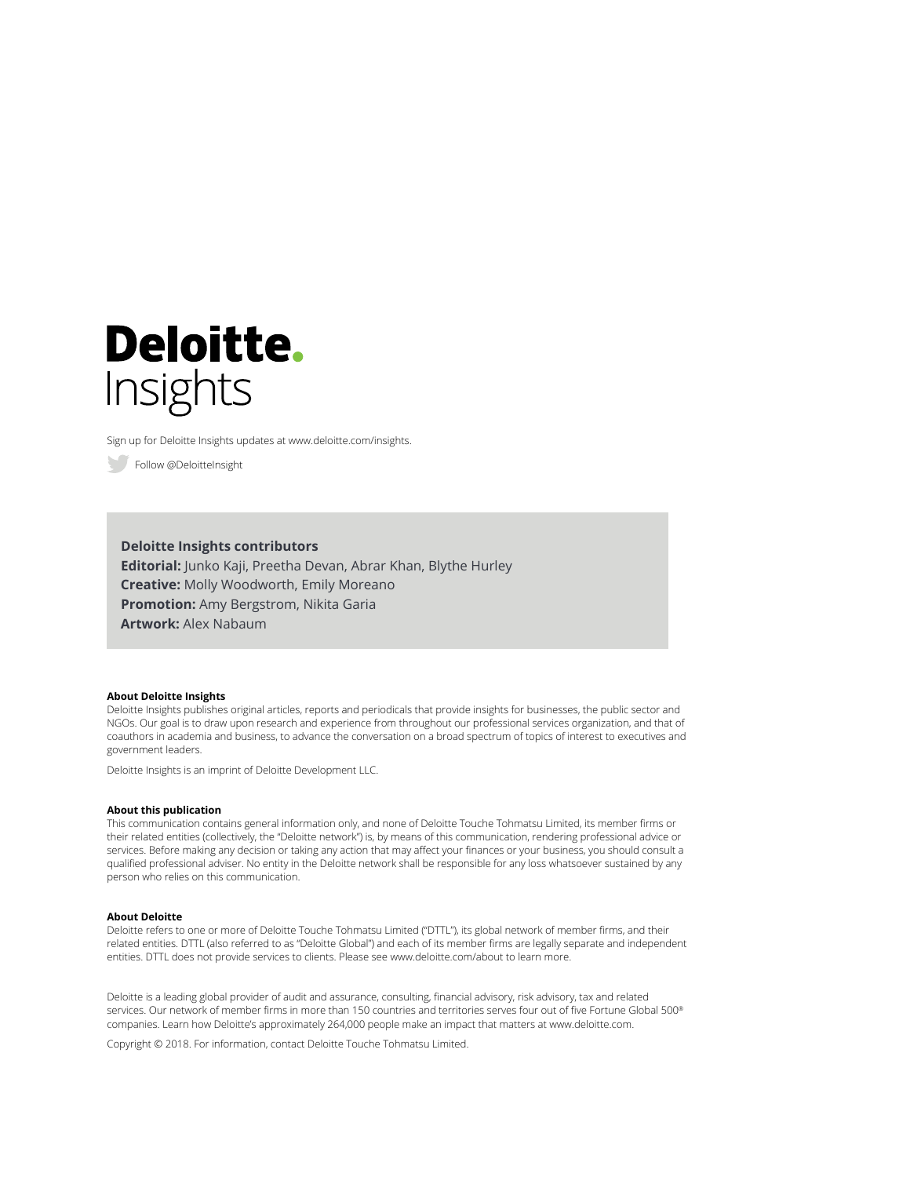**Deloitte.**
Insights

Sign up for Deloitte Insights updates at www.deloitte.com/insights.

Follow @DeloitteInsight

**Deloitte Insights contributors**
**Editorial:** Junko Kaji, Preetha Devan, Abrar Khan, Blythe Hurley
**Creative:** Molly Woodworth, Emily Moreano
**Promotion:** Amy Bergstrom, Nikita Garia
**Artwork:** Alex Nabaum

**About Deloitte Insights**
Deloitte Insights publishes original articles, reports and periodicals that provide insights for businesses, the public sector and NGOs. Our goal is to draw upon research and experience from throughout our professional services organization, and that of coauthors in academia and business, to advance the conversation on a broad spectrum of topics of interest to executives and government leaders.

Deloitte Insights is an imprint of Deloitte Development LLC.

**About this publication**
This communication contains general information only, and none of Deloitte Touche Tohmatsu Limited, its member firms or their related entities (collectively, the "Deloitte network") is, by means of this communication, rendering professional advice or services. Before making any decision or taking any action that may affect your finances or your business, you should consult a qualified professional adviser. No entity in the Deloitte network shall be responsible for any loss whatsoever sustained by any person who relies on this communication.

**About Deloitte**
Deloitte refers to one or more of Deloitte Touche Tohmatsu Limited ("DTTL"), its global network of member firms, and their related entities. DTTL (also referred to as "Deloitte Global") and each of its member firms are legally separate and independent entities. DTTL does not provide services to clients. Please see www.deloitte.com/about to learn more.

Deloitte is a leading global provider of audit and assurance, consulting, financial advisory, risk advisory, tax and related services. Our network of member firms in more than 150 countries and territories serves four out of five Fortune Global 500® companies. Learn how Deloitte's approximately 264,000 people make an impact that matters at www.deloitte.com.

Copyright © 2018. For information, contact Deloitte Touche Tohmatsu Limited.